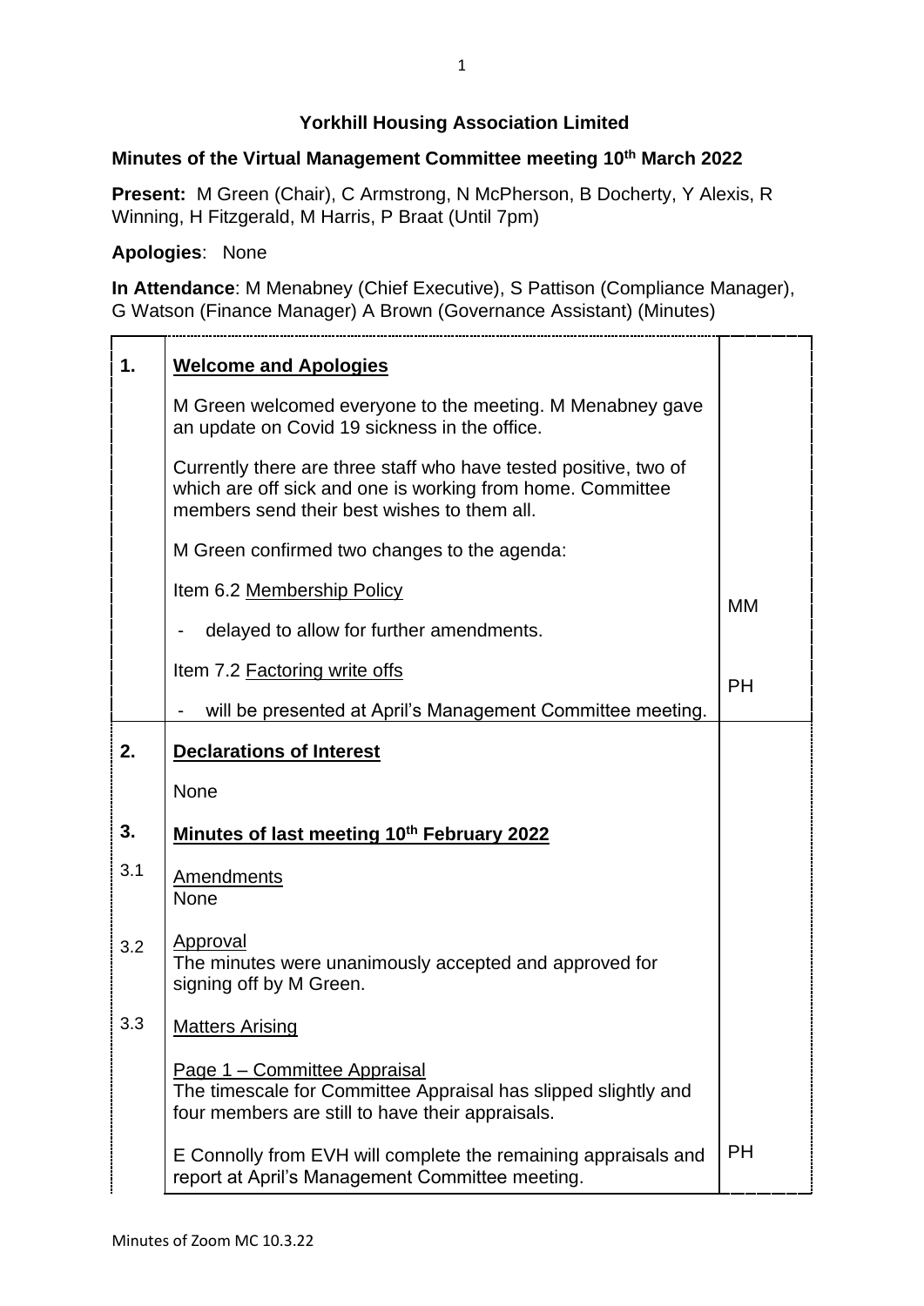# Yorkhill Housing Association Limited

## Minutes of the Virtual Management Committee meeting 10th March 2022

**Present:** M Green (Chair), C Armstrong, N McPherson, B Docherty, Y Alexis, R Winning, H Fitzgerald, M Harris, P Braat (Until 7pm)

**Apologies**: None

**In Attendance**: M Menabney (Chief Executive), S Pattison (Compliance Manager), G Watson (Finance Manager) A Brown (Governance Assistant) (Minutes)

| | | |
|---|---|---|
| **1.** | **Welcome and Apologies** | |
| | M Green welcomed everyone to the meeting. M Menabney gave an update on Covid 19 sickness in the office. | |
| | Currently there are three staff who have tested positive, two of which are off sick and one is working from home. Committee members send their best wishes to them all. | |
| | M Green confirmed two changes to the agenda: | |
| | Item 6.2 Membership Policy<br>- delayed to allow for further amendments. | MM |
| | Item 7.2 Factoring write offs<br>- will be presented at April's Management Committee meeting. | PH |
| **2.** | **Declarations of Interest** | |
| | None | |
| **3.** | **Minutes of last meeting 10th February 2022** | |
| 3.1 | Amendments<br>None | |
| 3.2 | Approval<br>The minutes were unanimously accepted and approved for signing off by M Green. | |
| 3.3 | Matters Arising | |
| | Page 1 – Committee Appraisal<br>The timescale for Committee Appraisal has slipped slightly and four members are still to have their appraisals. | |
| | E Connolly from EVH will complete the remaining appraisals and report at April's Management Committee meeting. | PH |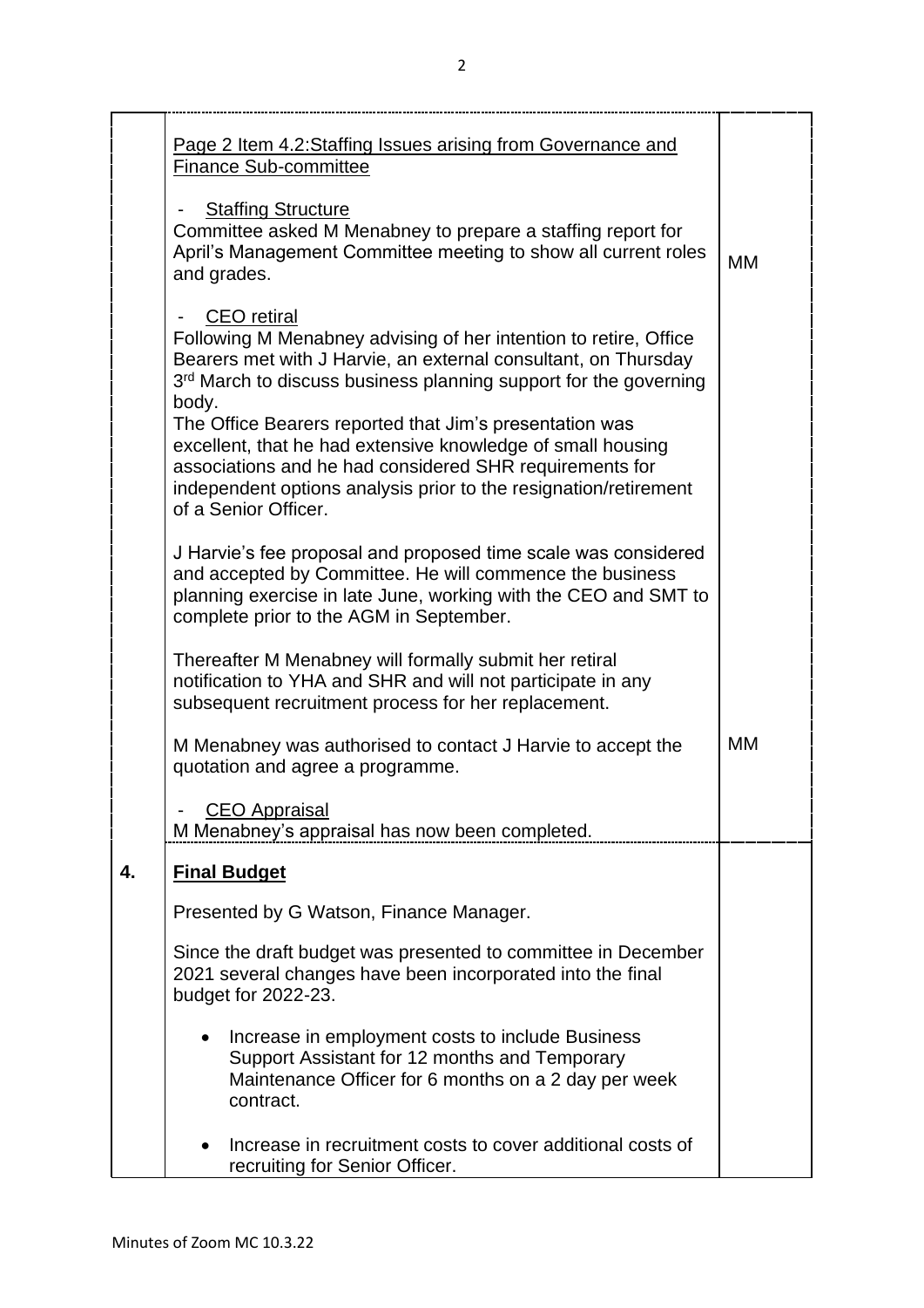| | | |
|---|---|---|
| | Page 2 Item 4.2:Staffing Issues arising from Governance and Finance Sub-committee<br><br>- Staffing Structure<br>Committee asked M Menabney to prepare a staffing report for April's Management Committee meeting to show all current roles and grades. | MM |
| | - CEO retiral<br>Following M Menabney advising of her intention to retire, Office Bearers met with J Harvie, an external consultant, on Thursday 3rd March to discuss business planning support for the governing body.<br>The Office Bearers reported that Jim's presentation was excellent, that he had extensive knowledge of small housing associations and he had considered SHR requirements for independent options analysis prior to the resignation/retirement of a Senior Officer.<br><br>J Harvie's fee proposal and proposed time scale was considered and accepted by Committee. He will commence the business planning exercise in late June, working with the CEO and SMT to complete prior to the AGM in September.<br><br>Thereafter M Menabney will formally submit her retiral notification to YHA and SHR and will not participate in any subsequent recruitment process for her replacement.<br><br>M Menabney was authorised to contact J Harvie to accept the quotation and agree a programme. | MM |
| | - CEO Appraisal<br>M Menabney's appraisal has now been completed. | |
| **4.** | **Final Budget**<br><br>Presented by G Watson, Finance Manager.<br><br>Since the draft budget was presented to committee in December 2021 several changes have been incorporated into the final budget for 2022-23.<br><br>• Increase in employment costs to include Business Support Assistant for 12 months and Temporary Maintenance Officer for 6 months on a 2 day per week contract.<br><br>• Increase in recruitment costs to cover additional costs of recruiting for Senior Officer. | |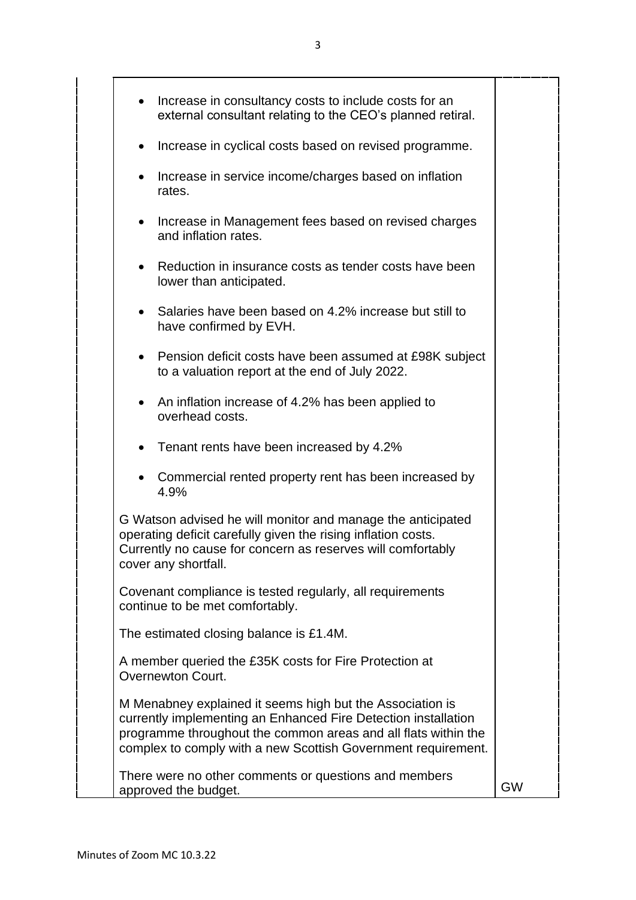- Increase in consultancy costs to include costs for an external consultant relating to the CEO's planned retiral.

- Increase in cyclical costs based on revised programme.

- Increase in service income/charges based on inflation rates.

- Increase in Management fees based on revised charges and inflation rates.

- Reduction in insurance costs as tender costs have been lower than anticipated.

- Salaries have been based on 4.2% increase but still to have confirmed by EVH.

- Pension deficit costs have been assumed at £98K subject to a valuation report at the end of July 2022.

- An inflation increase of 4.2% has been applied to overhead costs.

- Tenant rents have been increased by 4.2%

- Commercial rented property rent has been increased by 4.9%

G Watson advised he will monitor and manage the anticipated operating deficit carefully given the rising inflation costs. Currently no cause for concern as reserves will comfortably cover any shortfall.

Covenant compliance is tested regularly, all requirements continue to be met comfortably.

The estimated closing balance is £1.4M.

A member queried the £35K costs for Fire Protection at Overnewton Court.

M Menabney explained it seems high but the Association is currently implementing an Enhanced Fire Detection installation programme throughout the common areas and all flats within the complex to comply with a new Scottish Government requirement.

There were no other comments or questions and members approved the budget. — GW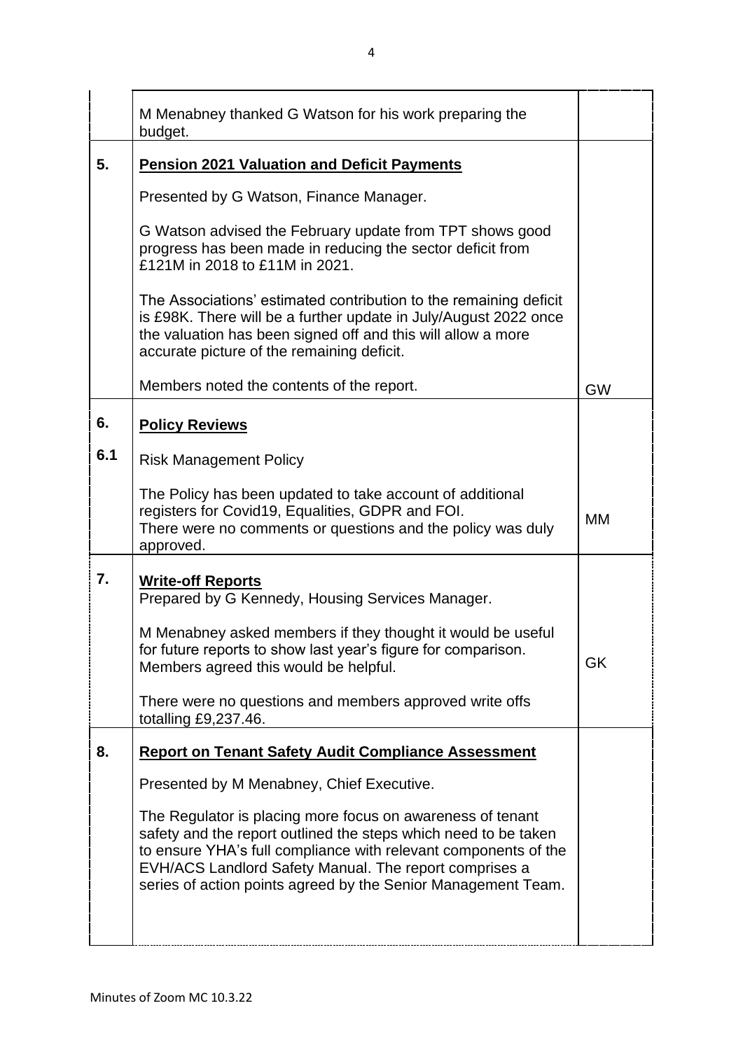| | | |
|---|---|---|
| | M Menabney thanked G Watson for his work preparing the budget. | |
| **5.** | **Pension 2021 Valuation and Deficit Payments**<br><br>Presented by G Watson, Finance Manager.<br><br>G Watson advised the February update from TPT shows good progress has been made in reducing the sector deficit from £121M in 2018 to £11M in 2021.<br><br>The Associations' estimated contribution to the remaining deficit is £98K. There will be a further update in July/August 2022 once the valuation has been signed off and this will allow a more accurate picture of the remaining deficit.<br><br>Members noted the contents of the report. | GW |
| **6.**<br><br>**6.1** | **Policy Reviews**<br><br>Risk Management Policy<br><br>The Policy has been updated to take account of additional registers for Covid19, Equalities, GDPR and FOI.<br>There were no comments or questions and the policy was duly approved. | MM |
| **7.** | **Write-off Reports**<br>Prepared by G Kennedy, Housing Services Manager.<br><br>M Menabney asked members if they thought it would be useful for future reports to show last year's figure for comparison. Members agreed this would be helpful.<br><br>There were no questions and members approved write offs totalling £9,237.46. | GK |
| **8.** | **Report on Tenant Safety Audit Compliance Assessment**<br><br>Presented by M Menabney, Chief Executive.<br><br>The Regulator is placing more focus on awareness of tenant safety and the report outlined the steps which need to be taken to ensure YHA's full compliance with relevant components of the EVH/ACS Landlord Safety Manual. The report comprises a series of action points agreed by the Senior Management Team. | |

Minutes of Zoom MC 10.3.22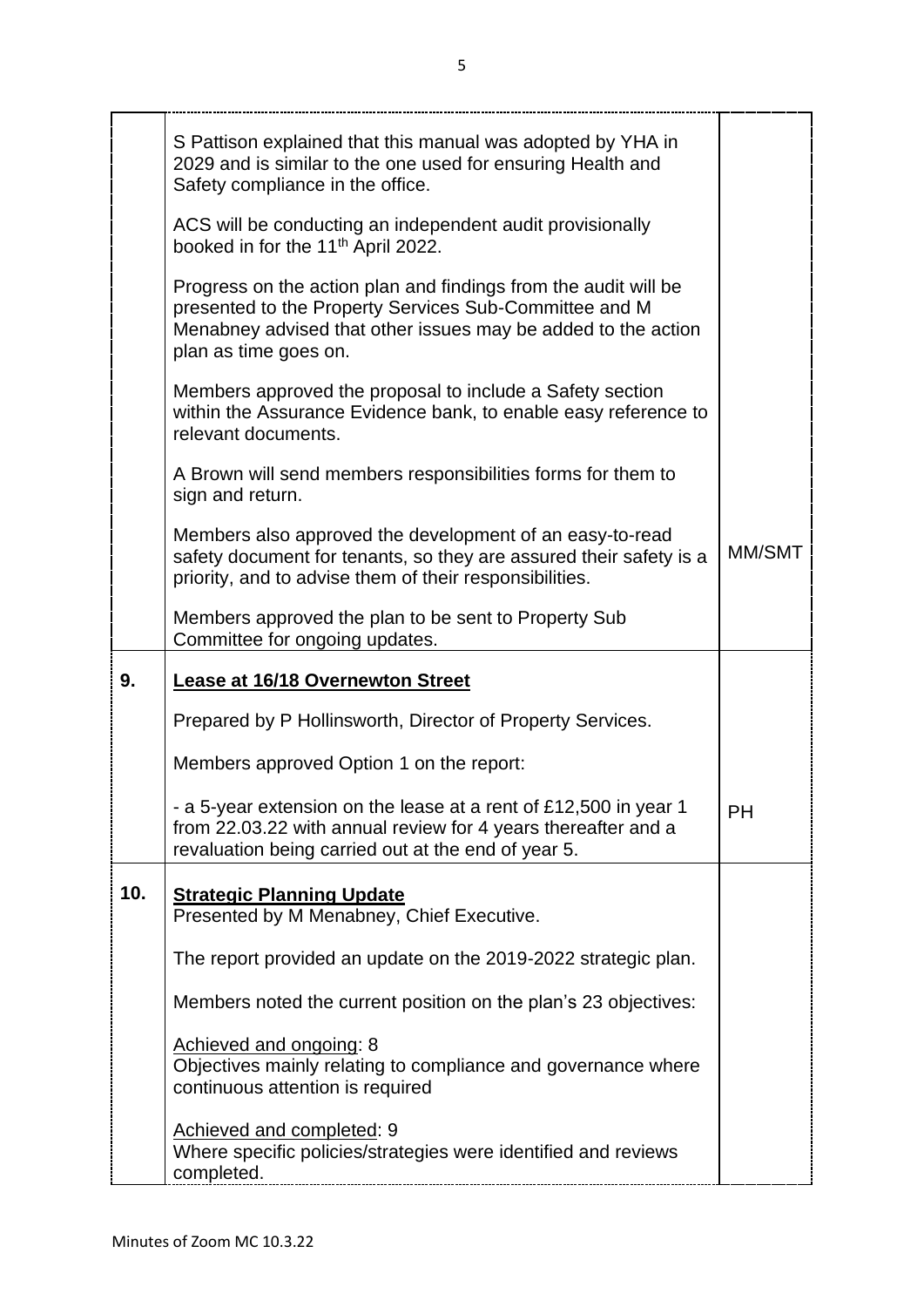| | | |
|---|---|---|
| | S Pattison explained that this manual was adopted by YHA in 2029 and is similar to the one used for ensuring Health and Safety compliance in the office.<br><br>ACS will be conducting an independent audit provisionally booked in for the 11th April 2022.<br><br>Progress on the action plan and findings from the audit will be presented to the Property Services Sub-Committee and M Menabney advised that other issues may be added to the action plan as time goes on.<br><br>Members approved the proposal to include a Safety section within the Assurance Evidence bank, to enable easy reference to relevant documents.<br><br>A Brown will send members responsibilities forms for them to sign and return.<br><br>Members also approved the development of an easy-to-read safety document for tenants, so they are assured their safety is a priority, and to advise them of their responsibilities.<br><br>Members approved the plan to be sent to Property Sub Committee for ongoing updates. | MM/SMT |
| **9.** | **<u>Lease at 16/18 Overnewton Street</u>**<br><br>Prepared by P Hollinsworth, Director of Property Services.<br><br>Members approved Option 1 on the report:<br><br>- a 5-year extension on the lease at a rent of £12,500 in year 1 from 22.03.22 with annual review for 4 years thereafter and a revaluation being carried out at the end of year 5. | PH |
| **10.** | **<u>Strategic Planning Update</u>**<br>Presented by M Menabney, Chief Executive.<br><br>The report provided an update on the 2019-2022 strategic plan.<br><br>Members noted the current position on the plan's 23 objectives:<br><br><u>Achieved and ongoing</u>: 8<br>Objectives mainly relating to compliance and governance where continuous attention is required<br><br><u>Achieved and completed</u>: 9<br>Where specific policies/strategies were identified and reviews completed. | |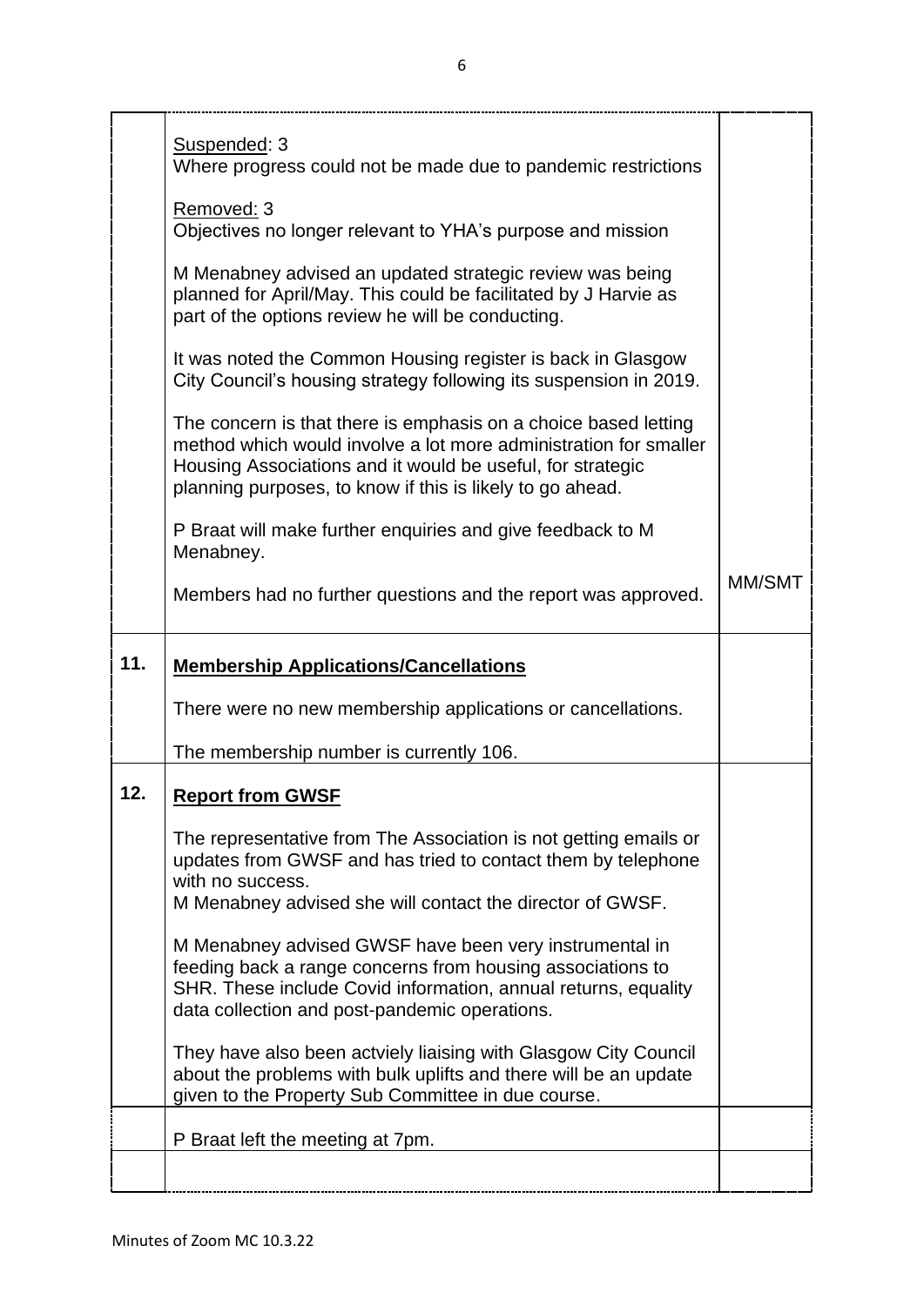| | | |
|---|---|---|
| | Suspended: 3<br>Where progress could not be made due to pandemic restrictions<br><br>Removed: 3<br>Objectives no longer relevant to YHA's purpose and mission<br><br>M Menabney advised an updated strategic review was being planned for April/May. This could be facilitated by J Harvie as part of the options review he will be conducting.<br><br>It was noted the Common Housing register is back in Glasgow City Council's housing strategy following its suspension in 2019.<br><br>The concern is that there is emphasis on a choice based letting method which would involve a lot more administration for smaller Housing Associations and it would be useful, for strategic planning purposes, to know if this is likely to go ahead.<br><br>P Braat will make further enquiries and give feedback to M Menabney.<br><br>Members had no further questions and the report was approved. | MM/SMT |
| **11.** | **Membership Applications/Cancellations**<br><br>There were no new membership applications or cancellations.<br><br>The membership number is currently 106. | |
| **12.** | **Report from GWSF**<br><br>The representative from The Association is not getting emails or updates from GWSF and has tried to contact them by telephone with no success.<br>M Menabney advised she will contact the director of GWSF.<br><br>M Menabney advised GWSF have been very instrumental in feeding back a range concerns from housing associations to SHR. These include Covid information, annual returns, equality data collection and post-pandemic operations.<br><br>They have also been actviely liaising with Glasgow City Council about the problems with bulk uplifts and there will be an update given to the Property Sub Committee in due course. | |
| | P Braat left the meeting at 7pm. | |
| | | |

Minutes of Zoom MC 10.3.22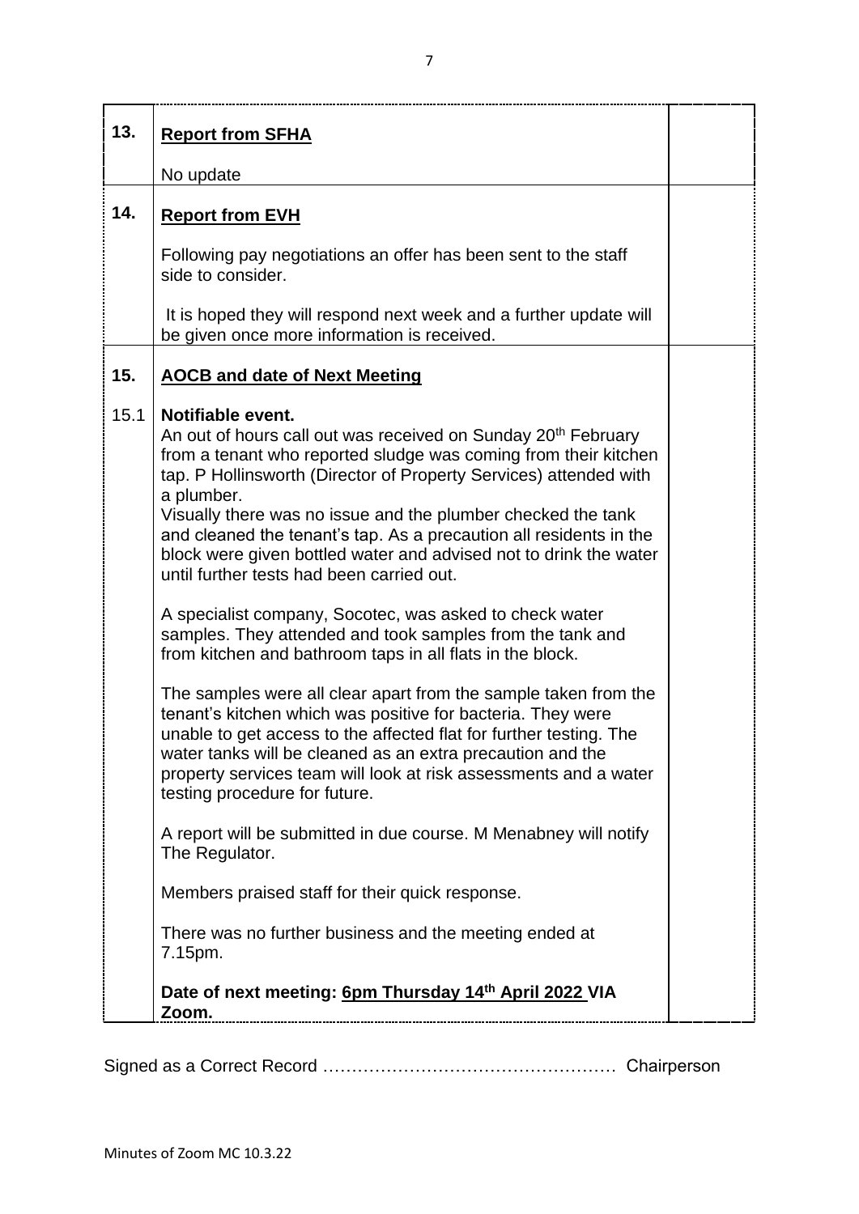| | | |
|---|---|---|
| **13.** | **Report from SFHA**<br><br>No update | |
| **14.** | **Report from EVH**<br><br>Following pay negotiations an offer has been sent to the staff side to consider.<br><br>It is hoped they will respond next week and a further update will be given once more information is received. | |
| **15.** | **AOCB and date of Next Meeting** | |
| 15.1 | **Notifiable event.**<br>An out of hours call out was received on Sunday 20th February from a tenant who reported sludge was coming from their kitchen tap. P Hollinsworth (Director of Property Services) attended with a plumber.<br>Visually there was no issue and the plumber checked the tank and cleaned the tenant's tap. As a precaution all residents in the block were given bottled water and advised not to drink the water until further tests had been carried out.<br><br>A specialist company, Socotec, was asked to check water samples. They attended and took samples from the tank and from kitchen and bathroom taps in all flats in the block.<br><br>The samples were all clear apart from the sample taken from the tenant's kitchen which was positive for bacteria. They were unable to get access to the affected flat for further testing. The water tanks will be cleaned as an extra precaution and the property services team will look at risk assessments and a water testing procedure for future.<br><br>A report will be submitted in due course. M Menabney will notify The Regulator.<br><br>Members praised staff for their quick response.<br><br>There was no further business and the meeting ended at 7.15pm.<br><br>**Date of next meeting: 6pm Thursday 14th April 2022 VIA Zoom.** | |

Signed as a Correct Record …………………………………………… Chairperson

Minutes of Zoom MC 10.3.22